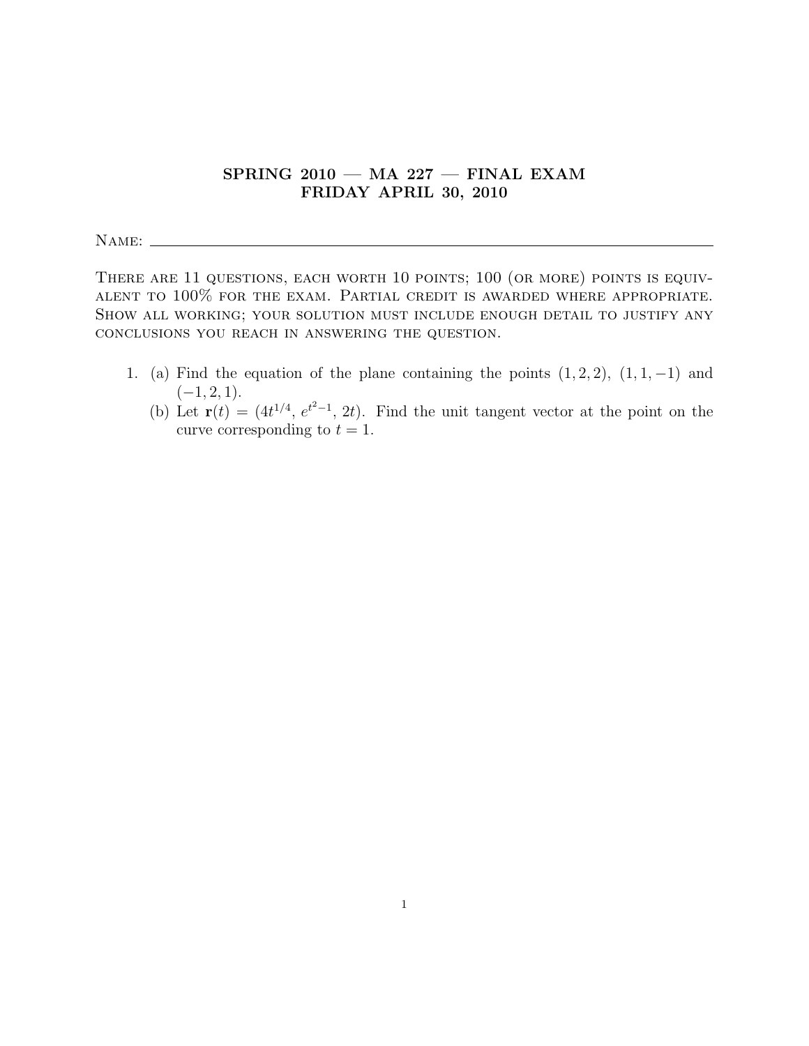# SPRING 2010 — MA 227 — FINAL EXAM
## FRIDAY APRIL 30, 2010

Name: ______________________________

There are 11 questions, each worth 10 points; 100 (or more) points is equivalent to 100% for the exam. Partial credit is awarded where appropriate. Show all working; your solution must include enough detail to justify any conclusions you reach in answering the question.

1. (a) Find the equation of the plane containing the points $(1, 2, 2)$, $(1, 1, -1)$ and $(-1, 2, 1)$.

   (b) Let $\mathbf{r}(t) = (4t^{1/4},\, e^{t^2-1},\, 2t)$. Find the unit tangent vector at the point on the curve corresponding to $t = 1$.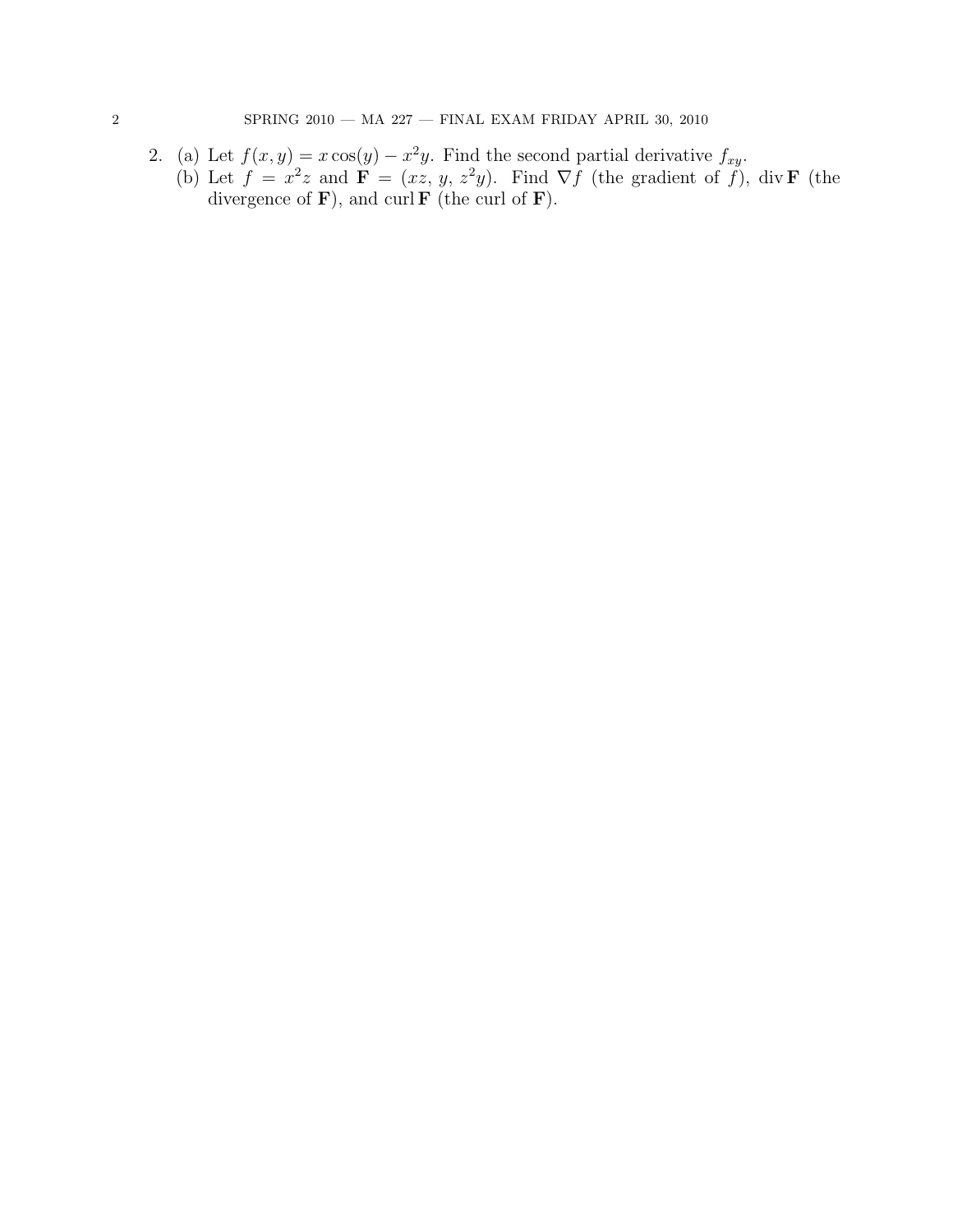2. (a) Let $f(x, y) = x\cos(y) - x^2 y$. Find the second partial derivative $f_{xy}$.

   (b) Let $f = x^2 z$ and $\mathbf{F} = (xz,\, y,\, z^2 y)$. Find $\nabla f$ (the gradient of $f$), $\operatorname{div} \mathbf{F}$ (the divergence of $\mathbf{F}$), and $\operatorname{curl} \mathbf{F}$ (the curl of $\mathbf{F}$).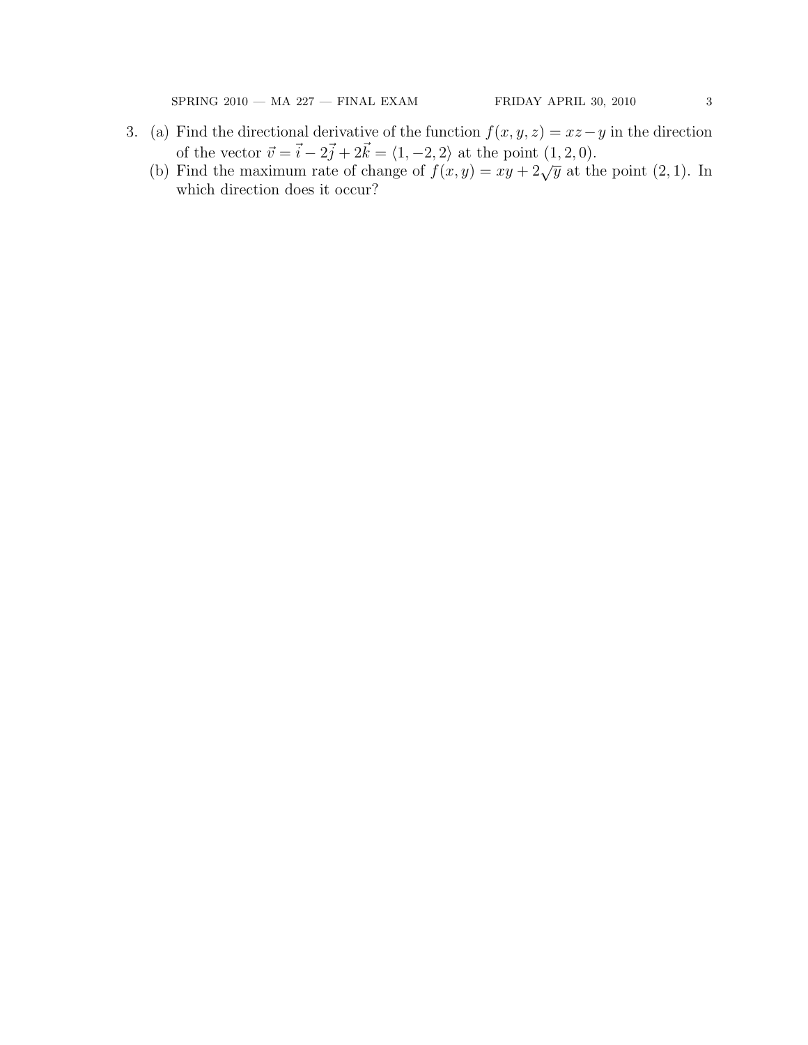3. (a) Find the directional derivative of the function $f(x, y, z) = xz - y$ in the direction of the vector $\vec{v} = \vec{i} - 2\vec{j} + 2\vec{k} = \langle 1, -2, 2 \rangle$ at the point $(1, 2, 0)$.

   (b) Find the maximum rate of change of $f(x, y) = xy + 2\sqrt{y}$ at the point $(2, 1)$. In which direction does it occur?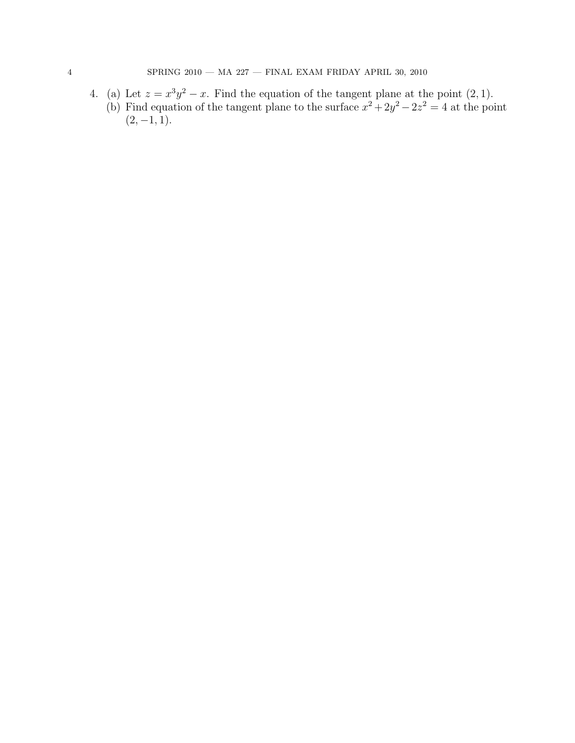4. (a) Let $z = x^3y^2 - x$. Find the equation of the tangent plane at the point $(2, 1)$.
   (b) Find equation of the tangent plane to the surface $x^2 + 2y^2 - 2z^2 = 4$ at the point $(2, -1, 1)$.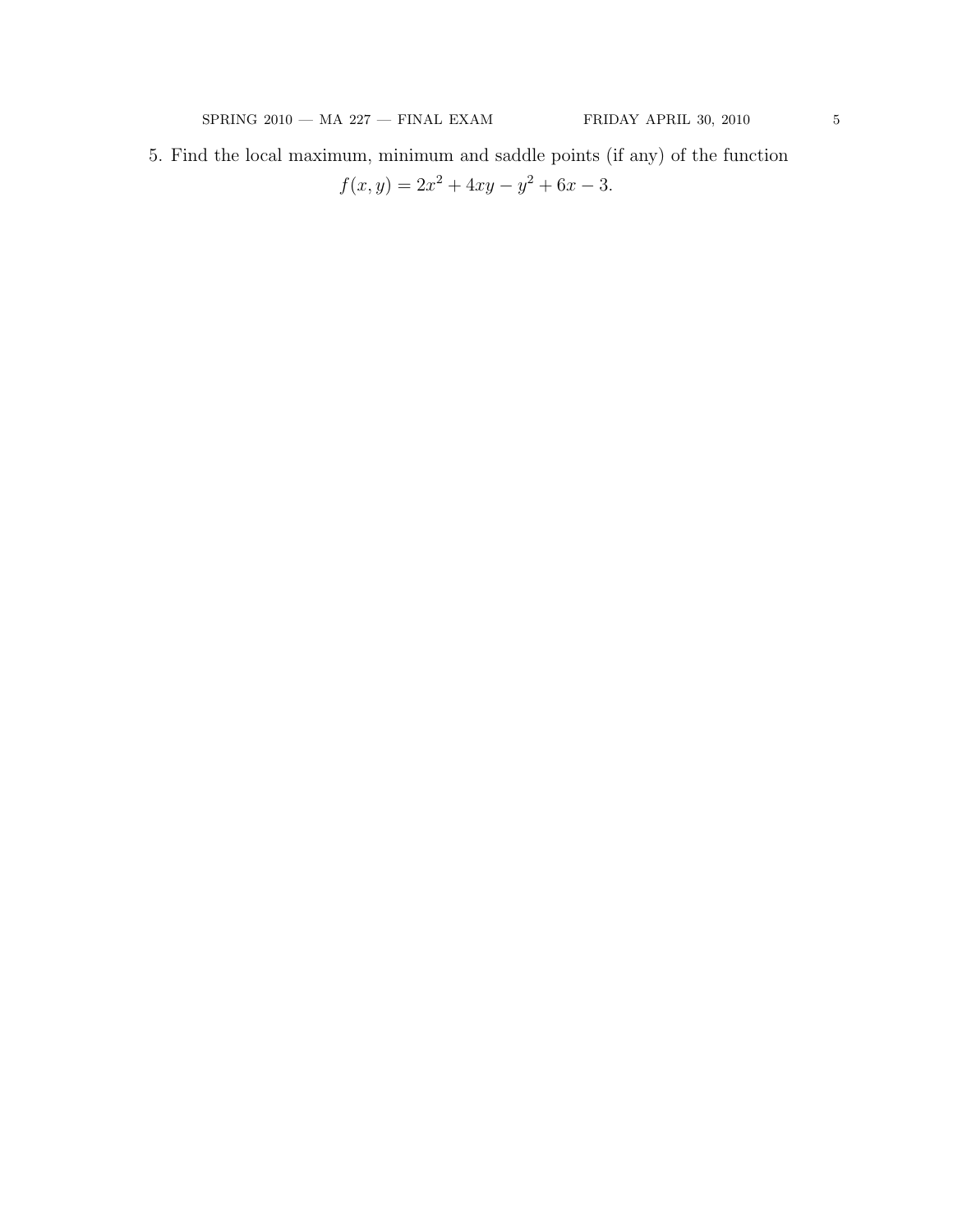5. Find the local maximum, minimum and saddle points (if any) of the function

$$f(x, y) = 2x^2 + 4xy - y^2 + 6x - 3.$$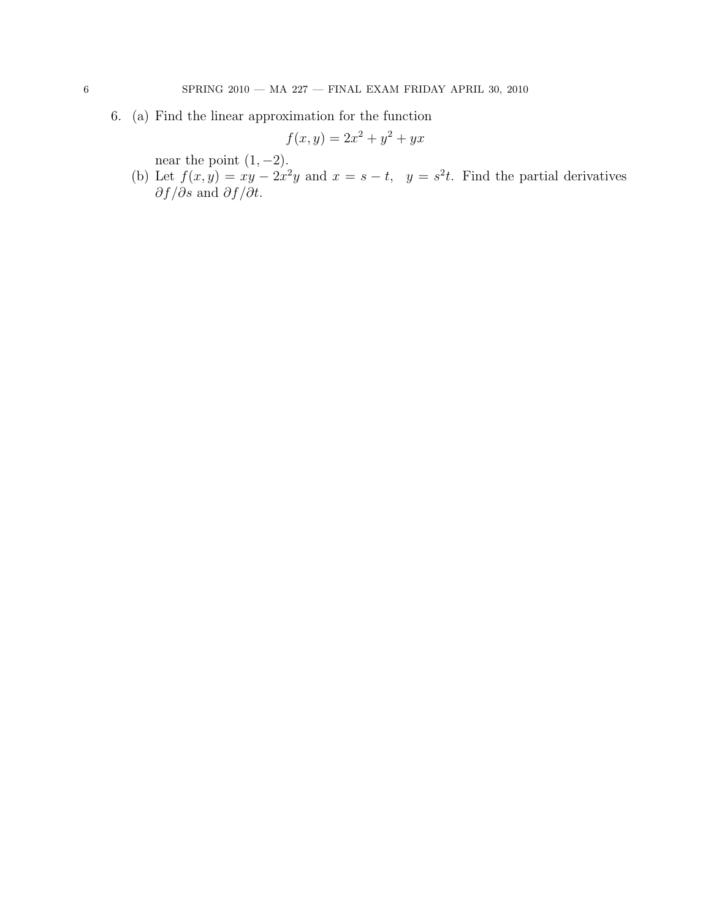6. (a) Find the linear approximation for the function

$$f(x, y) = 2x^2 + y^2 + yx$$

near the point $(1, -2)$.

(b) Let $f(x, y) = xy - 2x^2y$ and $x = s - t, \quad y = s^2t$. Find the partial derivatives $\partial f/\partial s$ and $\partial f/\partial t$.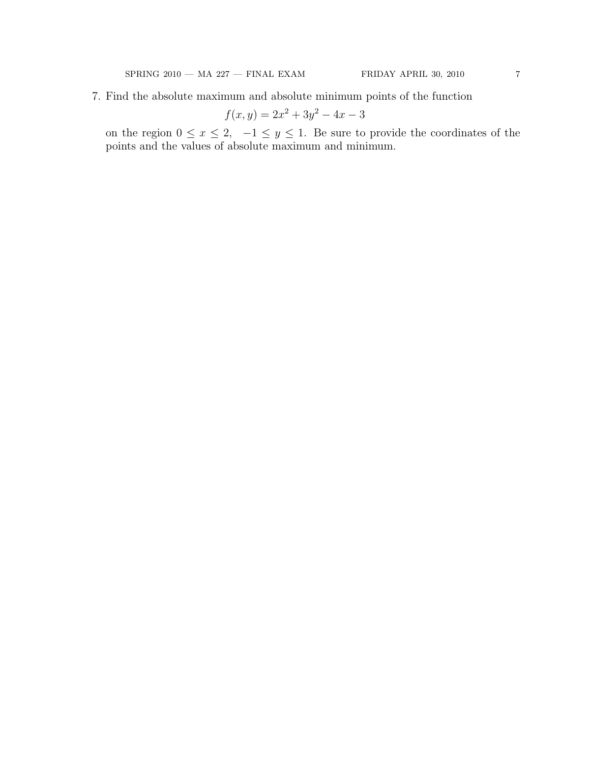7. Find the absolute maximum and absolute minimum points of the function

$$f(x, y) = 2x^2 + 3y^2 - 4x - 3$$

on the region $0 \leq x \leq 2, \quad -1 \leq y \leq 1$. Be sure to provide the coordinates of the points and the values of absolute maximum and minimum.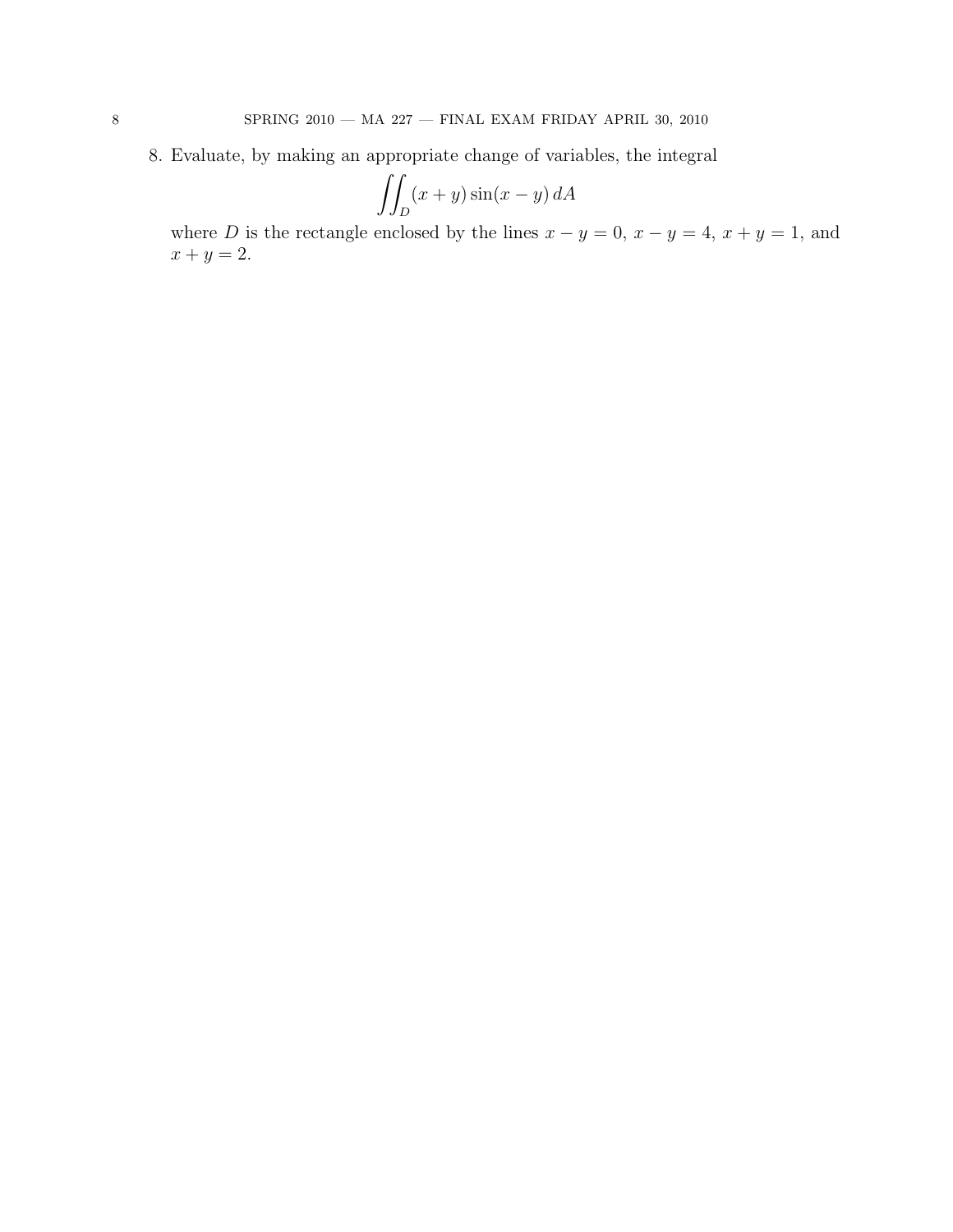8. Evaluate, by making an appropriate change of variables, the integral

$$\iint_D (x+y)\sin(x-y)\,dA$$

where $D$ is the rectangle enclosed by the lines $x-y=0$, $x-y=4$, $x+y=1$, and $x+y=2$.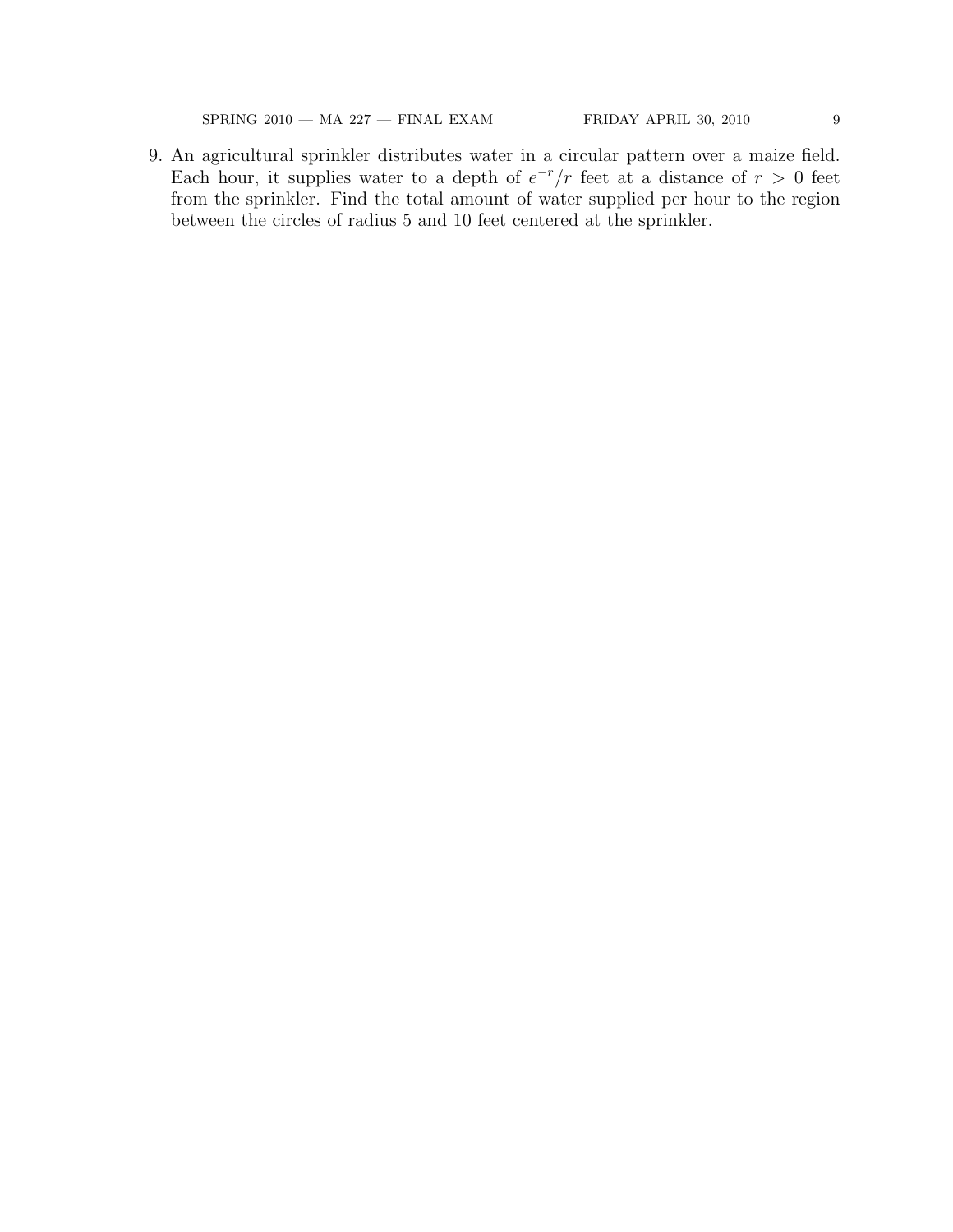9. An agricultural sprinkler distributes water in a circular pattern over a maize field. Each hour, it supplies water to a depth of $e^{-r}/r$ feet at a distance of $r > 0$ feet from the sprinkler. Find the total amount of water supplied per hour to the region between the circles of radius 5 and 10 feet centered at the sprinkler.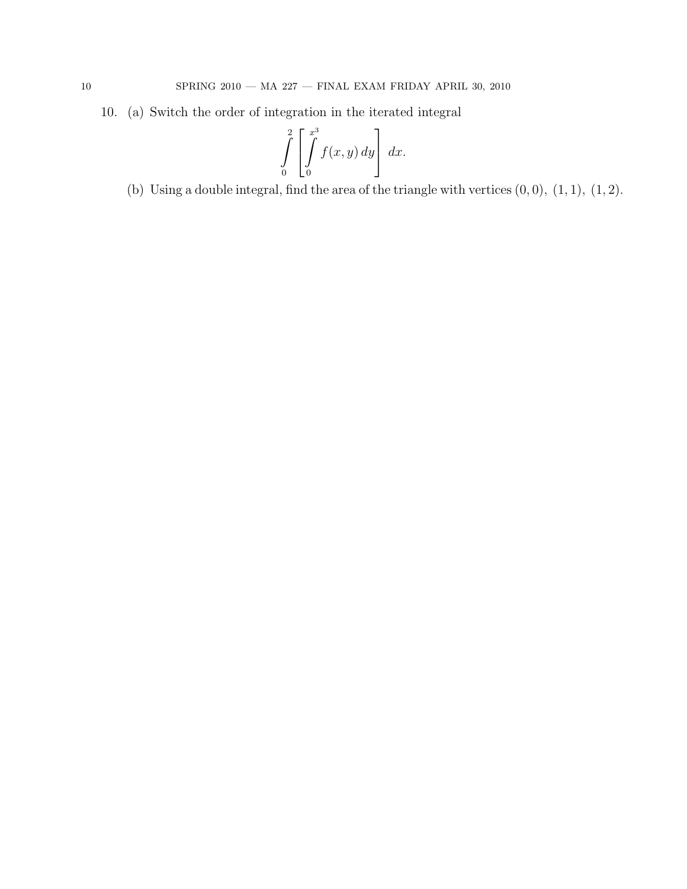10. (a) Switch the order of integration in the iterated integral

$$\int_0^2 \left[ \int_0^{x^3} f(x,y)\,dy \right] dx.$$

(b) Using a double integral, find the area of the triangle with vertices $(0,0),\ (1,1),\ (1,2)$.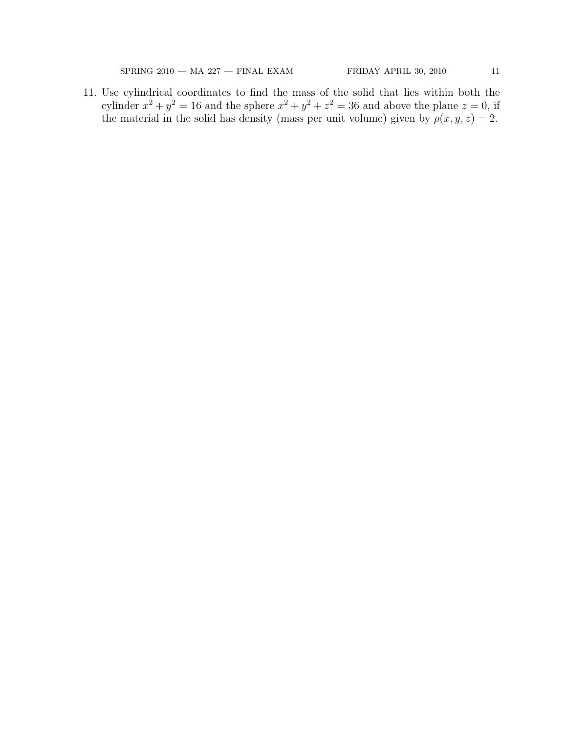11. Use cylindrical coordinates to find the mass of the solid that lies within both the cylinder $x^2 + y^2 = 16$ and the sphere $x^2 + y^2 + z^2 = 36$ and above the plane $z = 0$, if the material in the solid has density (mass per unit volume) given by $\rho(x, y, z) = 2$.